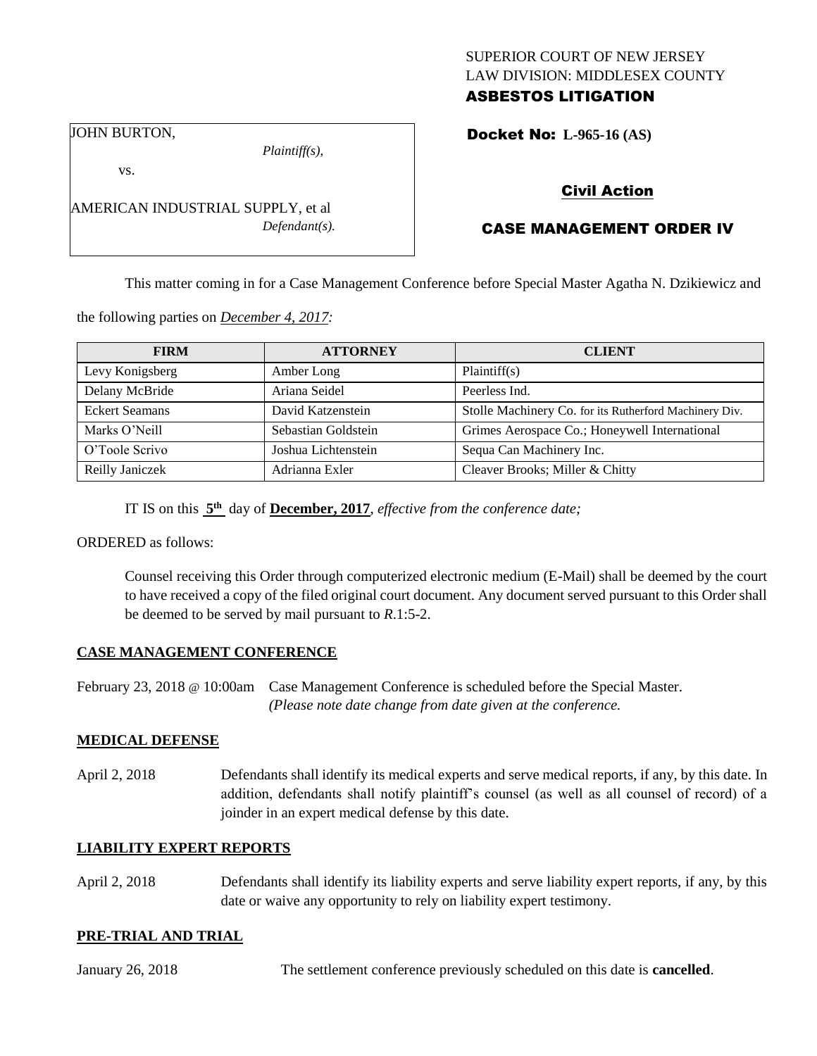SUPERIOR COURT OF NEW JERSEY
LAW DIVISION: MIDDLESEX COUNTY
**ASBESTOS LITIGATION**

JOHN BURTON,
*Plaintiff(s),*

vs.

AMERICAN INDUSTRIAL SUPPLY, et al
*Defendant(s).*

**Docket No: L-965-16 (AS)**

## Civil Action

## CASE MANAGEMENT ORDER IV

This matter coming in for a Case Management Conference before Special Master Agatha N. Dzikiewicz and the following parties on *December 4, 2017:*

| FIRM | ATTORNEY | CLIENT |
|---|---|---|
| Levy Konigsberg | Amber Long | Plaintiff(s) |
| Delany McBride | Ariana Seidel | Peerless Ind. |
| Eckert Seamans | David Katzenstein | Stolle Machinery Co. for its Rutherford Machinery Div. |
| Marks O'Neill | Sebastian Goldstein | Grimes Aerospace Co.; Honeywell International |
| O'Toole Scrivo | Joshua Lichtenstein | Sequa Can Machinery Inc. |
| Reilly Janiczek | Adrianna Exler | Cleaver Brooks; Miller & Chitty |

IT IS on this **5th** day of **December, 2017**, *effective from the conference date;*

ORDERED as follows:

Counsel receiving this Order through computerized electronic medium (E-Mail) shall be deemed by the court to have received a copy of the filed original court document. Any document served pursuant to this Order shall be deemed to be served by mail pursuant to *R*.1:5-2.

### CASE MANAGEMENT CONFERENCE

February 23, 2018 @ 10:00am Case Management Conference is scheduled before the Special Master. *(Please note date change from date given at the conference.*

### MEDICAL DEFENSE

April 2, 2018 Defendants shall identify its medical experts and serve medical reports, if any, by this date. In addition, defendants shall notify plaintiff's counsel (as well as all counsel of record) of a joinder in an expert medical defense by this date.

### LIABILITY EXPERT REPORTS

April 2, 2018 Defendants shall identify its liability experts and serve liability expert reports, if any, by this date or waive any opportunity to rely on liability expert testimony.

### PRE-TRIAL AND TRIAL

January 26, 2018 The settlement conference previously scheduled on this date is **cancelled**.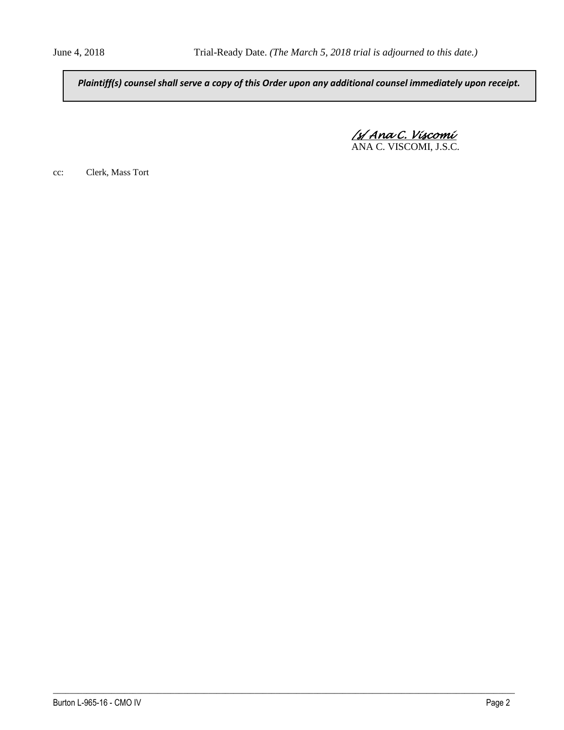June 4, 2018 Trial-Ready Date. *(The March 5, 2018 trial is adjourned to this date.)*

***Plaintiff(s) counsel shall serve a copy of this Order upon any additional counsel immediately upon receipt.***

/s/ Ana C. Viscomi
ANA C. VISCOMI, J.S.C.

cc: Clerk, Mass Tort